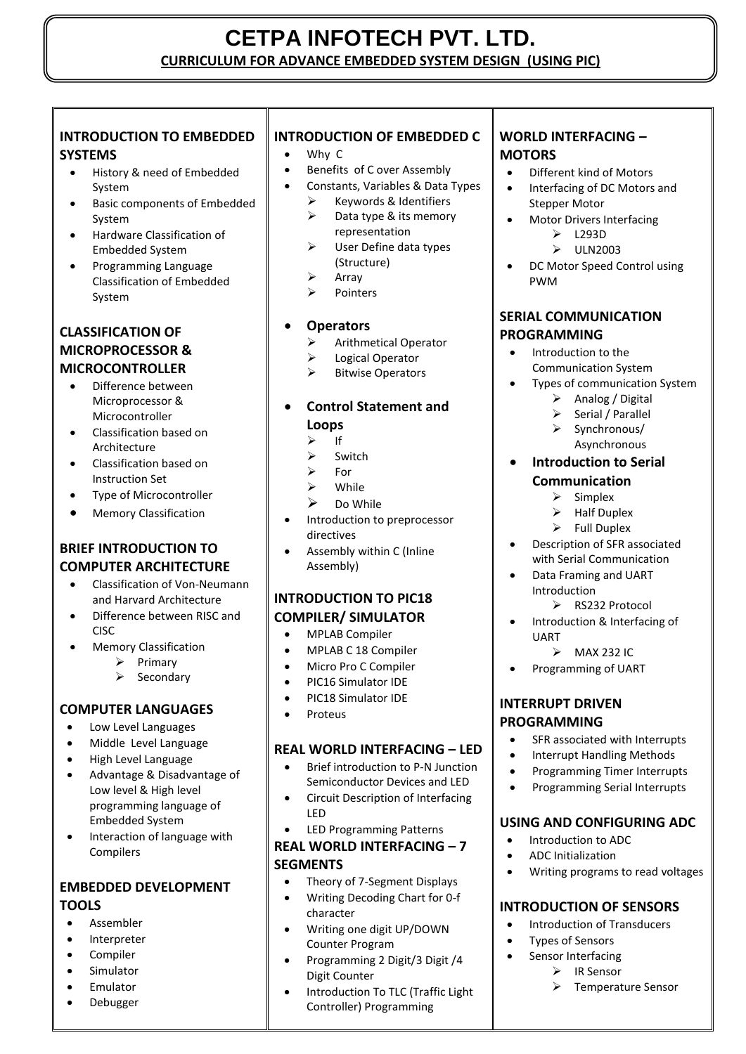# CETPA INFOTECH PVT. LTD.

**CURRICULUM FOR ADVANCE EMBEDDED SYSTEM DESIGN (USING PIC)**

## INTRODUCTION TO EMBEDDED SYSTEMS

- History & need of Embedded System
- Basic components of Embedded System
- Hardware Classification of Embedded System
- Programming Language Classification of Embedded System

## CLASSIFICATION OF MICROPROCESSOR & MICROCONTROLLER

- Difference between Microprocessor & Microcontroller
- Classification based on Architecture
- Classification based on Instruction Set
- Type of Microcontroller
- Memory Classification

## BRIEF INTRODUCTION TO COMPUTER ARCHITECTURE

- Classification of Von-Neumann and Harvard Architecture
- Difference between RISC and CISC
- Memory Classification
  - Primary
  - Secondary

## COMPUTER LANGUAGES

- Low Level Languages
- Middle Level Language
- High Level Language
- Advantage & Disadvantage of Low level & High level programming language of Embedded System
- Interaction of language with Compilers

## EMBEDDED DEVELOPMENT TOOLS

- Assembler
- Interpreter
- Compiler
- Simulator
- Emulator
- Debugger

## INTRODUCTION OF EMBEDDED C

- Why C
- Benefits of C over Assembly
- Constants, Variables & Data Types
  - Keywords & Identifiers
  - Data type & its memory representation
  - User Define data types (Structure)
  - Array
  - Pointers
- **Operators**
  - Arithmetical Operator
  - Logical Operator
  - Bitwise Operators
- **Control Statement and Loops**
  - If
  - Switch
  - For
  - While
  - Do While
- Introduction to preprocessor directives
- Assembly within C (Inline Assembly)

## INTRODUCTION TO PIC18 COMPILER/ SIMULATOR

- MPLAB Compiler
- MPLAB C 18 Compiler
- Micro Pro C Compiler
- PIC16 Simulator IDE
- PIC18 Simulator IDE
- Proteus

## REAL WORLD INTERFACING – LED

- Brief introduction to P-N Junction Semiconductor Devices and LED
- Circuit Description of Interfacing LED
- LED Programming Patterns

## REAL WORLD INTERFACING – 7 SEGMENTS

- Theory of 7-Segment Displays
- Writing Decoding Chart for 0-f character
- Writing one digit UP/DOWN Counter Program
- Programming 2 Digit/3 Digit /4 Digit Counter
- Introduction To TLC (Traffic Light Controller) Programming

## WORLD INTERFACING – MOTORS

- Different kind of Motors
- Interfacing of DC Motors and Stepper Motor
- Motor Drivers Interfacing
  - L293D
  - ULN2003
- DC Motor Speed Control using PWM

## SERIAL COMMUNICATION PROGRAMMING

- Introduction to the Communication System
- Types of communication System
  - Analog / Digital
  - Serial / Parallel
  - Synchronous/ Asynchronous
- **Introduction to Serial Communication**
  - Simplex
  - Half Duplex
  - Full Duplex
- Description of SFR associated with Serial Communication
- Data Framing and UART Introduction
  - RS232 Protocol
- Introduction & Interfacing of UART
  - MAX 232 IC
- Programming of UART

## INTERRUPT DRIVEN PROGRAMMING

- SFR associated with Interrupts
- Interrupt Handling Methods
- Programming Timer Interrupts
- Programming Serial Interrupts

## USING AND CONFIGURING ADC

- Introduction to ADC
- ADC Initialization
- Writing programs to read voltages

## INTRODUCTION OF SENSORS

- Introduction of Transducers
- Types of Sensors
- Sensor Interfacing
  - IR Sensor
  - Temperature Sensor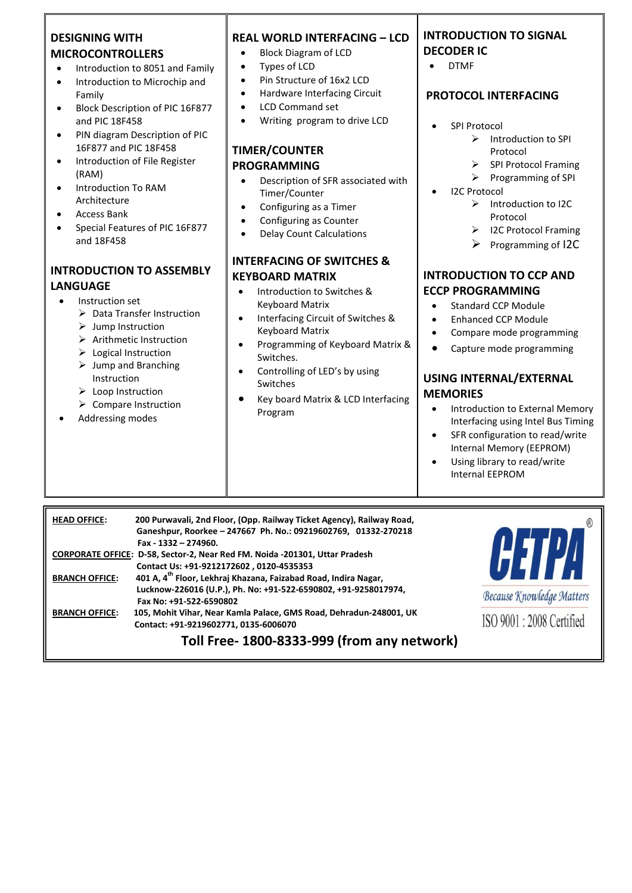## DESIGNING WITH MICROCONTROLLERS

- Introduction to 8051 and Family
- Introduction to Microchip and Family
- Block Description of PIC 16F877 and PIC 18F458
- PIN diagram Description of PIC 16F877 and PIC 18F458
- Introduction of File Register (RAM)
- Introduction To RAM Architecture
- Access Bank
- Special Features of PIC 16F877 and 18F458

## INTRODUCTION TO ASSEMBLY LANGUAGE

- Instruction set
  - Data Transfer Instruction
  - Jump Instruction
  - Arithmetic Instruction
  - Logical Instruction
  - Jump and Branching Instruction
  - Loop Instruction
  - Compare Instruction
- Addressing modes

## REAL WORLD INTERFACING – LCD

- Block Diagram of LCD
- Types of LCD
- Pin Structure of 16x2 LCD
- Hardware Interfacing Circuit
- LCD Command set
- Writing program to drive LCD

## TIMER/COUNTER PROGRAMMING

- Description of SFR associated with Timer/Counter
- Configuring as a Timer
- Configuring as Counter
- Delay Count Calculations

## INTERFACING OF SWITCHES & KEYBOARD MATRIX

- Introduction to Switches & Keyboard Matrix
- Interfacing Circuit of Switches & Keyboard Matrix
- Programming of Keyboard Matrix & Switches.
- Controlling of LED's by using Switches
- Key board Matrix & LCD Interfacing Program

## INTRODUCTION TO SIGNAL DECODER IC

- DTMF

## PROTOCOL INTERFACING

- SPI Protocol
  - Introduction to SPI Protocol
  - SPI Protocol Framing
  - Programming of SPI
- I2C Protocol
  - Introduction to I2C Protocol
  - I2C Protocol Framing
  - Programming of I2C

## INTRODUCTION TO CCP AND ECCP PROGRAMMING

- Standard CCP Module
- Enhanced CCP Module
- Compare mode programming
- Capture mode programming

## USING INTERNAL/EXTERNAL MEMORIES

- Introduction to External Memory Interfacing using Intel Bus Timing
- SFR configuration to read/write Internal Memory (EEPROM)
- Using library to read/write Internal EEPROM

---

**HEAD OFFICE:** 200 Purwavali, 2nd Floor, (Opp. Railway Ticket Agency), Railway Road, Ganeshpur, Roorkee – 247667 Ph. No.: 09219602769, 01332-270218 Fax - 1332 – 274960.

**CORPORATE OFFICE:** D-58, Sector-2, Near Red FM. Noida -201301, Uttar Pradesh Contact Us: +91-9212172602 , 0120-4535353

**BRANCH OFFICE:** 401 A, 4th Floor, Lekhraj Khazana, Faizabad Road, Indira Nagar, Lucknow-226016 (U.P.), Ph. No: +91-522-6590802, +91-9258017974, Fax No: +91-522-6590802

**BRANCH OFFICE:** 105, Mohit Vihar, Near Kamla Palace, GMS Road, Dehradun-248001, UK Contact: +91-9219602771, 0135-6006070

**Toll Free- 1800-8333-999 (from any network)**

CETPA®

*Because Knowledge Matters*

ISO 9001 : 2008 Certified